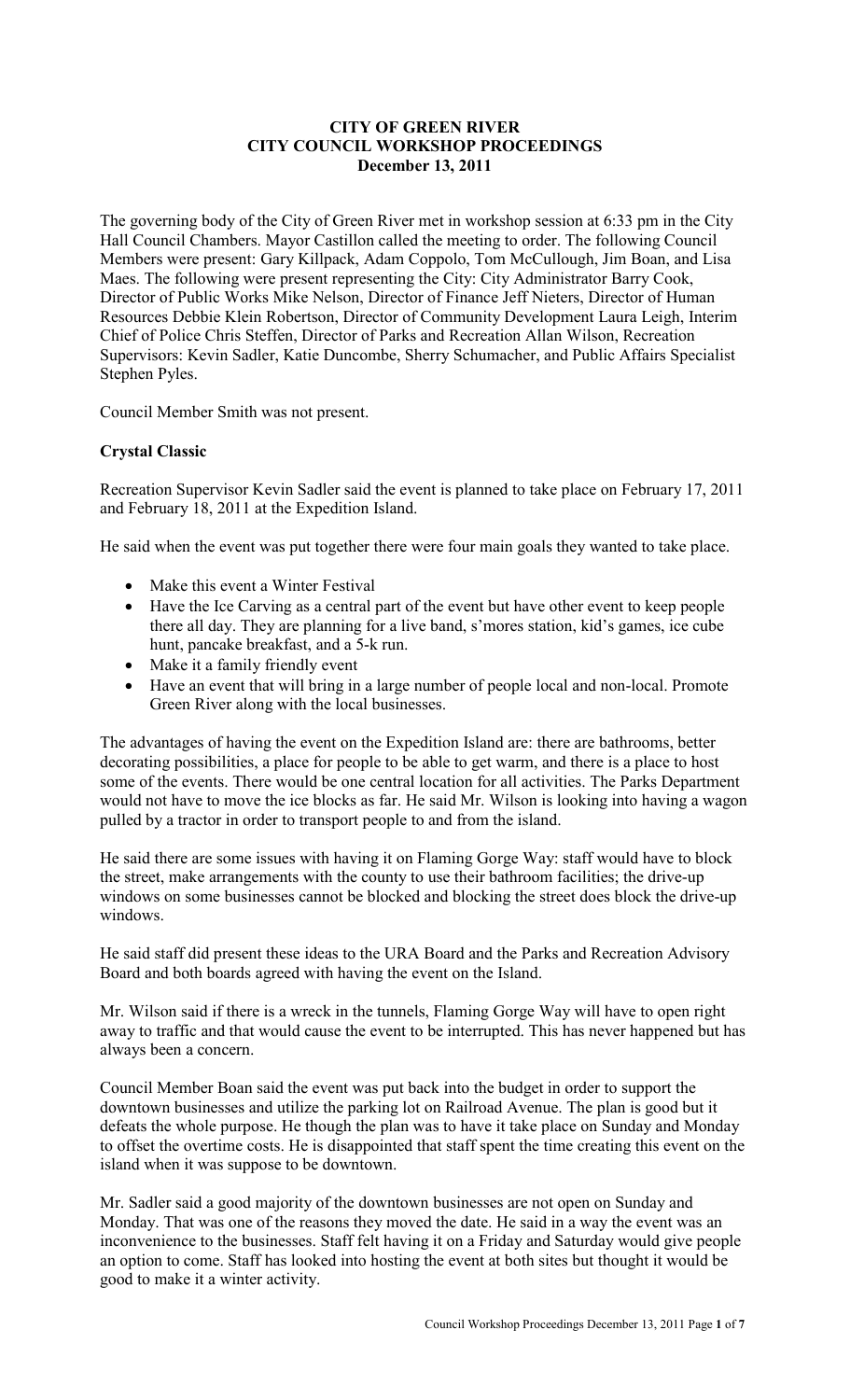**CITY OF GREEN RIVER**
**CITY COUNCIL WORKSHOP PROCEEDINGS**
**December 13, 2011**

The governing body of the City of Green River met in workshop session at 6:33 pm in the City Hall Council Chambers. Mayor Castillon called the meeting to order. The following Council Members were present: Gary Killpack, Adam Coppolo, Tom McCullough, Jim Boan, and Lisa Maes. The following were present representing the City: City Administrator Barry Cook, Director of Public Works Mike Nelson, Director of Finance Jeff Nieters, Director of Human Resources Debbie Klein Robertson, Director of Community Development Laura Leigh, Interim Chief of Police Chris Steffen, Director of Parks and Recreation Allan Wilson, Recreation Supervisors: Kevin Sadler, Katie Duncombe, Sherry Schumacher, and Public Affairs Specialist Stephen Pyles.

Council Member Smith was not present.

**Crystal Classic**

Recreation Supervisor Kevin Sadler said the event is planned to take place on February 17, 2011 and February 18, 2011 at the Expedition Island.

He said when the event was put together there were four main goals they wanted to take place.

- Make this event a Winter Festival
- Have the Ice Carving as a central part of the event but have other event to keep people there all day. They are planning for a live band, s'mores station, kid's games, ice cube hunt, pancake breakfast, and a 5-k run.
- Make it a family friendly event
- Have an event that will bring in a large number of people local and non-local. Promote Green River along with the local businesses.

The advantages of having the event on the Expedition Island are: there are bathrooms, better decorating possibilities, a place for people to be able to get warm, and there is a place to host some of the events. There would be one central location for all activities. The Parks Department would not have to move the ice blocks as far. He said Mr. Wilson is looking into having a wagon pulled by a tractor in order to transport people to and from the island.

He said there are some issues with having it on Flaming Gorge Way: staff would have to block the street, make arrangements with the county to use their bathroom facilities; the drive-up windows on some businesses cannot be blocked and blocking the street does block the drive-up windows.

He said staff did present these ideas to the URA Board and the Parks and Recreation Advisory Board and both boards agreed with having the event on the Island.

Mr. Wilson said if there is a wreck in the tunnels, Flaming Gorge Way will have to open right away to traffic and that would cause the event to be interrupted. This has never happened but has always been a concern.

Council Member Boan said the event was put back into the budget in order to support the downtown businesses and utilize the parking lot on Railroad Avenue. The plan is good but it defeats the whole purpose. He though the plan was to have it take place on Sunday and Monday to offset the overtime costs. He is disappointed that staff spent the time creating this event on the island when it was suppose to be downtown.

Mr. Sadler said a good majority of the downtown businesses are not open on Sunday and Monday. That was one of the reasons they moved the date. He said in a way the event was an inconvenience to the businesses. Staff felt having it on a Friday and Saturday would give people an option to come. Staff has looked into hosting the event at both sites but thought it would be good to make it a winter activity.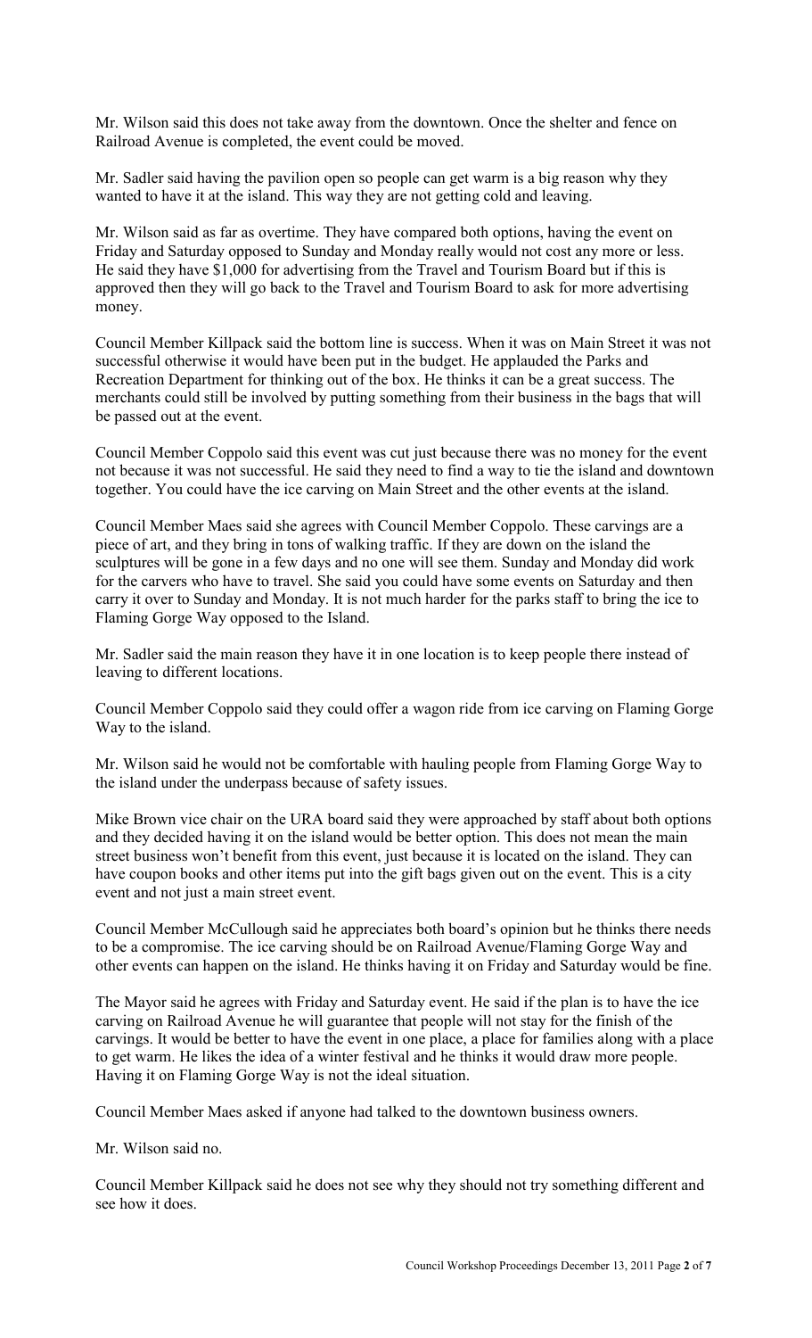Mr. Wilson said this does not take away from the downtown. Once the shelter and fence on Railroad Avenue is completed, the event could be moved.

Mr. Sadler said having the pavilion open so people can get warm is a big reason why they wanted to have it at the island. This way they are not getting cold and leaving.

Mr. Wilson said as far as overtime. They have compared both options, having the event on Friday and Saturday opposed to Sunday and Monday really would not cost any more or less. He said they have $1,000 for advertising from the Travel and Tourism Board but if this is approved then they will go back to the Travel and Tourism Board to ask for more advertising money.

Council Member Killpack said the bottom line is success. When it was on Main Street it was not successful otherwise it would have been put in the budget. He applauded the Parks and Recreation Department for thinking out of the box. He thinks it can be a great success. The merchants could still be involved by putting something from their business in the bags that will be passed out at the event.

Council Member Coppolo said this event was cut just because there was no money for the event not because it was not successful. He said they need to find a way to tie the island and downtown together. You could have the ice carving on Main Street and the other events at the island.

Council Member Maes said she agrees with Council Member Coppolo. These carvings are a piece of art, and they bring in tons of walking traffic. If they are down on the island the sculptures will be gone in a few days and no one will see them. Sunday and Monday did work for the carvers who have to travel. She said you could have some events on Saturday and then carry it over to Sunday and Monday. It is not much harder for the parks staff to bring the ice to Flaming Gorge Way opposed to the Island.

Mr. Sadler said the main reason they have it in one location is to keep people there instead of leaving to different locations.

Council Member Coppolo said they could offer a wagon ride from ice carving on Flaming Gorge Way to the island.

Mr. Wilson said he would not be comfortable with hauling people from Flaming Gorge Way to the island under the underpass because of safety issues.

Mike Brown vice chair on the URA board said they were approached by staff about both options and they decided having it on the island would be better option. This does not mean the main street business won't benefit from this event, just because it is located on the island. They can have coupon books and other items put into the gift bags given out on the event. This is a city event and not just a main street event.

Council Member McCullough said he appreciates both board's opinion but he thinks there needs to be a compromise. The ice carving should be on Railroad Avenue/Flaming Gorge Way and other events can happen on the island. He thinks having it on Friday and Saturday would be fine.

The Mayor said he agrees with Friday and Saturday event. He said if the plan is to have the ice carving on Railroad Avenue he will guarantee that people will not stay for the finish of the carvings. It would be better to have the event in one place, a place for families along with a place to get warm. He likes the idea of a winter festival and he thinks it would draw more people. Having it on Flaming Gorge Way is not the ideal situation.

Council Member Maes asked if anyone had talked to the downtown business owners.

Mr. Wilson said no.

Council Member Killpack said he does not see why they should not try something different and see how it does.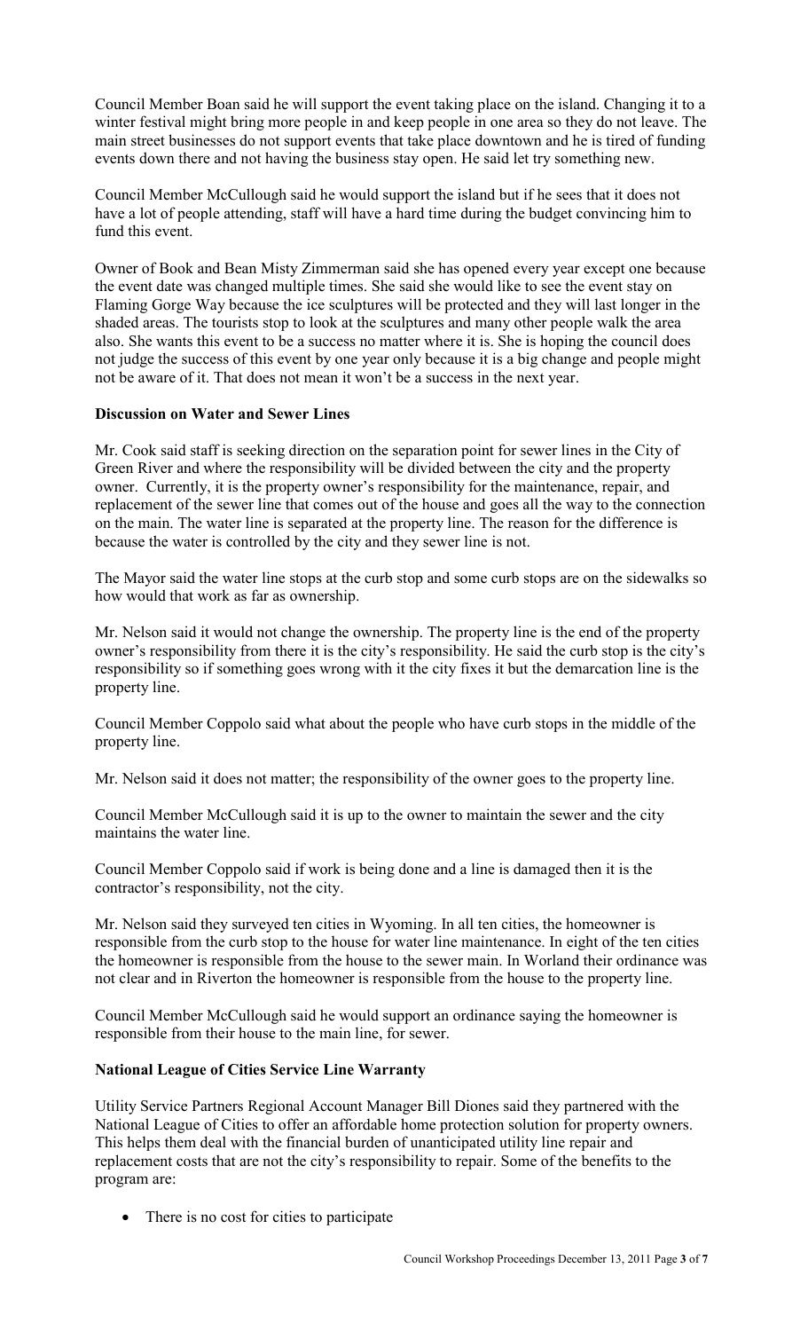Council Member Boan said he will support the event taking place on the island. Changing it to a winter festival might bring more people in and keep people in one area so they do not leave. The main street businesses do not support events that take place downtown and he is tired of funding events down there and not having the business stay open. He said let try something new.

Council Member McCullough said he would support the island but if he sees that it does not have a lot of people attending, staff will have a hard time during the budget convincing him to fund this event.

Owner of Book and Bean Misty Zimmerman said she has opened every year except one because the event date was changed multiple times. She said she would like to see the event stay on Flaming Gorge Way because the ice sculptures will be protected and they will last longer in the shaded areas. The tourists stop to look at the sculptures and many other people walk the area also. She wants this event to be a success no matter where it is. She is hoping the council does not judge the success of this event by one year only because it is a big change and people might not be aware of it. That does not mean it won't be a success in the next year.

**Discussion on Water and Sewer Lines**

Mr. Cook said staff is seeking direction on the separation point for sewer lines in the City of Green River and where the responsibility will be divided between the city and the property owner. Currently, it is the property owner's responsibility for the maintenance, repair, and replacement of the sewer line that comes out of the house and goes all the way to the connection on the main. The water line is separated at the property line. The reason for the difference is because the water is controlled by the city and they sewer line is not.

The Mayor said the water line stops at the curb stop and some curb stops are on the sidewalks so how would that work as far as ownership.

Mr. Nelson said it would not change the ownership. The property line is the end of the property owner's responsibility from there it is the city's responsibility. He said the curb stop is the city's responsibility so if something goes wrong with it the city fixes it but the demarcation line is the property line.

Council Member Coppolo said what about the people who have curb stops in the middle of the property line.

Mr. Nelson said it does not matter; the responsibility of the owner goes to the property line.

Council Member McCullough said it is up to the owner to maintain the sewer and the city maintains the water line.

Council Member Coppolo said if work is being done and a line is damaged then it is the contractor's responsibility, not the city.

Mr. Nelson said they surveyed ten cities in Wyoming. In all ten cities, the homeowner is responsible from the curb stop to the house for water line maintenance. In eight of the ten cities the homeowner is responsible from the house to the sewer main. In Worland their ordinance was not clear and in Riverton the homeowner is responsible from the house to the property line.

Council Member McCullough said he would support an ordinance saying the homeowner is responsible from their house to the main line, for sewer.

**National League of Cities Service Line Warranty**

Utility Service Partners Regional Account Manager Bill Diones said they partnered with the National League of Cities to offer an affordable home protection solution for property owners. This helps them deal with the financial burden of unanticipated utility line repair and replacement costs that are not the city's responsibility to repair. Some of the benefits to the program are:

- There is no cost for cities to participate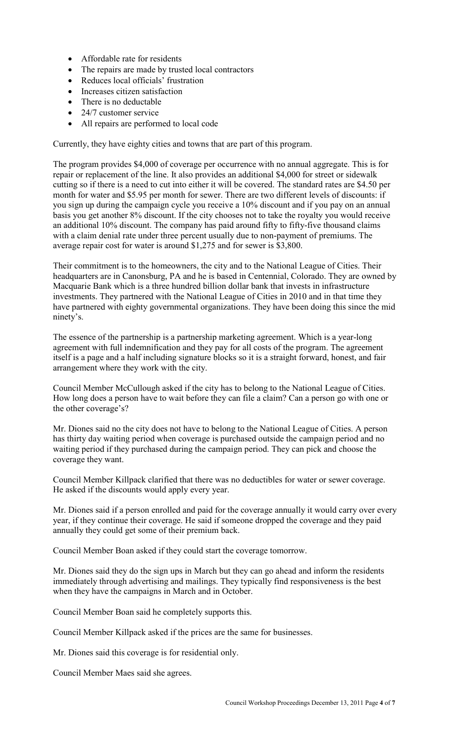- Affordable rate for residents
- The repairs are made by trusted local contractors
- Reduces local officials' frustration
- Increases citizen satisfaction
- There is no deductable
- 24/7 customer service
- All repairs are performed to local code

Currently, they have eighty cities and towns that are part of this program.

The program provides $4,000 of coverage per occurrence with no annual aggregate. This is for repair or replacement of the line. It also provides an additional $4,000 for street or sidewalk cutting so if there is a need to cut into either it will be covered. The standard rates are $4.50 per month for water and $5.95 per month for sewer. There are two different levels of discounts: if you sign up during the campaign cycle you receive a 10% discount and if you pay on an annual basis you get another 8% discount. If the city chooses not to take the royalty you would receive an additional 10% discount. The company has paid around fifty to fifty-five thousand claims with a claim denial rate under three percent usually due to non-payment of premiums. The average repair cost for water is around $1,275 and for sewer is $3,800.

Their commitment is to the homeowners, the city and to the National League of Cities. Their headquarters are in Canonsburg, PA and he is based in Centennial, Colorado. They are owned by Macquarie Bank which is a three hundred billion dollar bank that invests in infrastructure investments. They partnered with the National League of Cities in 2010 and in that time they have partnered with eighty governmental organizations. They have been doing this since the mid ninety's.

The essence of the partnership is a partnership marketing agreement. Which is a year-long agreement with full indemnification and they pay for all costs of the program. The agreement itself is a page and a half including signature blocks so it is a straight forward, honest, and fair arrangement where they work with the city.

Council Member McCullough asked if the city has to belong to the National League of Cities. How long does a person have to wait before they can file a claim? Can a person go with one or the other coverage's?

Mr. Diones said no the city does not have to belong to the National League of Cities. A person has thirty day waiting period when coverage is purchased outside the campaign period and no waiting period if they purchased during the campaign period. They can pick and choose the coverage they want.

Council Member Killpack clarified that there was no deductibles for water or sewer coverage. He asked if the discounts would apply every year.

Mr. Diones said if a person enrolled and paid for the coverage annually it would carry over every year, if they continue their coverage. He said if someone dropped the coverage and they paid annually they could get some of their premium back.

Council Member Boan asked if they could start the coverage tomorrow.

Mr. Diones said they do the sign ups in March but they can go ahead and inform the residents immediately through advertising and mailings. They typically find responsiveness is the best when they have the campaigns in March and in October.

Council Member Boan said he completely supports this.

Council Member Killpack asked if the prices are the same for businesses.

Mr. Diones said this coverage is for residential only.

Council Member Maes said she agrees.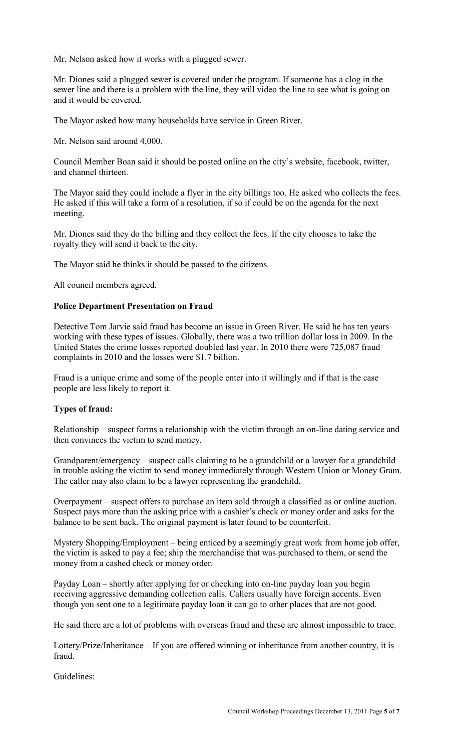Mr. Nelson asked how it works with a plugged sewer.

Mr. Diones said a plugged sewer is covered under the program. If someone has a clog in the sewer line and there is a problem with the line, they will video the line to see what is going on and it would be covered.

The Mayor asked how many households have service in Green River.

Mr. Nelson said around 4,000.

Council Member Boan said it should be posted online on the city's website, facebook, twitter, and channel thirteen.

The Mayor said they could include a flyer in the city billings too. He asked who collects the fees. He asked if this will take a form of a resolution, if so if could be on the agenda for the next meeting.

Mr. Diones said they do the billing and they collect the fees. If the city chooses to take the royalty they will send it back to the city.

The Mayor said he thinks it should be passed to the citizens.

All council members agreed.

**Police Department Presentation on Fraud**

Detective Tom Jarvie said fraud has become an issue in Green River. He said he has ten years working with these types of issues. Globally, there was a two trillion dollar loss in 2009. In the United States the crime losses reported doubled last year. In 2010 there were 725,087 fraud complaints in 2010 and the losses were $1.7 billion.

Fraud is a unique crime and some of the people enter into it willingly and if that is the case people are less likely to report it.

**Types of fraud:**

Relationship – suspect forms a relationship with the victim through an on-line dating service and then convinces the victim to send money.

Grandparent/emergency – suspect calls claiming to be a grandchild or a lawyer for a grandchild in trouble asking the victim to send money immediately through Western Union or Money Gram. The caller may also claim to be a lawyer representing the grandchild.

Overpayment – suspect offers to purchase an item sold through a classified as or online auction. Suspect pays more than the asking price with a cashier's check or money order and asks for the balance to be sent back. The original payment is later found to be counterfeit.

Mystery Shopping/Employment – being enticed by a seemingly great work from home job offer, the victim is asked to pay a fee; ship the merchandise that was purchased to them, or send the money from a cashed check or money order.

Payday Loan – shortly after applying for or checking into on-line payday loan you begin receiving aggressive demanding collection calls. Callers usually have foreign accents. Even though you sent one to a legitimate payday loan it can go to other places that are not good.

He said there are a lot of problems with overseas fraud and these are almost impossible to trace.

Lottery/Prize/Inheritance – If you are offered winning or inheritance from another country, it is fraud.

Guidelines: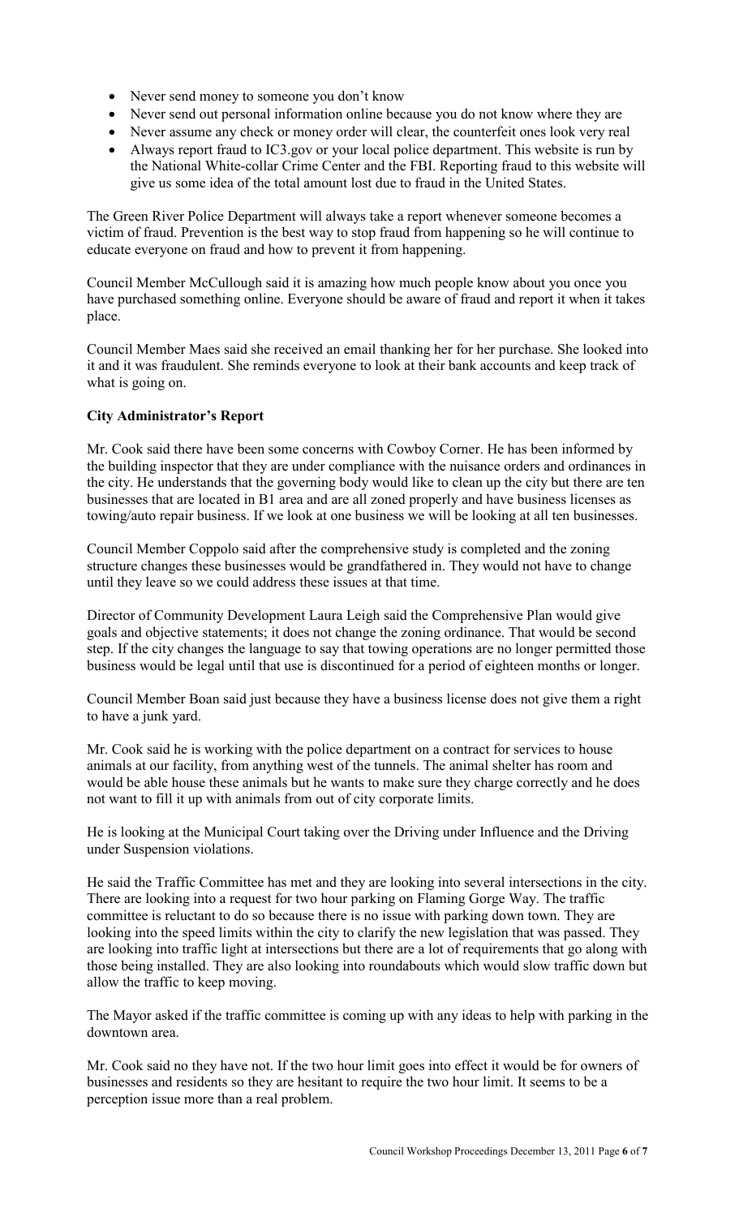- Never send money to someone you don't know
- Never send out personal information online because you do not know where they are
- Never assume any check or money order will clear, the counterfeit ones look very real
- Always report fraud to IC3.gov or your local police department. This website is run by the National White-collar Crime Center and the FBI. Reporting fraud to this website will give us some idea of the total amount lost due to fraud in the United States.

The Green River Police Department will always take a report whenever someone becomes a victim of fraud. Prevention is the best way to stop fraud from happening so he will continue to educate everyone on fraud and how to prevent it from happening.

Council Member McCullough said it is amazing how much people know about you once you have purchased something online. Everyone should be aware of fraud and report it when it takes place.

Council Member Maes said she received an email thanking her for her purchase. She looked into it and it was fraudulent. She reminds everyone to look at their bank accounts and keep track of what is going on.

**City Administrator's Report**

Mr. Cook said there have been some concerns with Cowboy Corner. He has been informed by the building inspector that they are under compliance with the nuisance orders and ordinances in the city. He understands that the governing body would like to clean up the city but there are ten businesses that are located in B1 area and are all zoned properly and have business licenses as towing/auto repair business. If we look at one business we will be looking at all ten businesses.

Council Member Coppolo said after the comprehensive study is completed and the zoning structure changes these businesses would be grandfathered in. They would not have to change until they leave so we could address these issues at that time.

Director of Community Development Laura Leigh said the Comprehensive Plan would give goals and objective statements; it does not change the zoning ordinance. That would be second step. If the city changes the language to say that towing operations are no longer permitted those business would be legal until that use is discontinued for a period of eighteen months or longer.

Council Member Boan said just because they have a business license does not give them a right to have a junk yard.

Mr. Cook said he is working with the police department on a contract for services to house animals at our facility, from anything west of the tunnels. The animal shelter has room and would be able house these animals but he wants to make sure they charge correctly and he does not want to fill it up with animals from out of city corporate limits.

He is looking at the Municipal Court taking over the Driving under Influence and the Driving under Suspension violations.

He said the Traffic Committee has met and they are looking into several intersections in the city. There are looking into a request for two hour parking on Flaming Gorge Way. The traffic committee is reluctant to do so because there is no issue with parking down town. They are looking into the speed limits within the city to clarify the new legislation that was passed. They are looking into traffic light at intersections but there are a lot of requirements that go along with those being installed. They are also looking into roundabouts which would slow traffic down but allow the traffic to keep moving.

The Mayor asked if the traffic committee is coming up with any ideas to help with parking in the downtown area.

Mr. Cook said no they have not. If the two hour limit goes into effect it would be for owners of businesses and residents so they are hesitant to require the two hour limit. It seems to be a perception issue more than a real problem.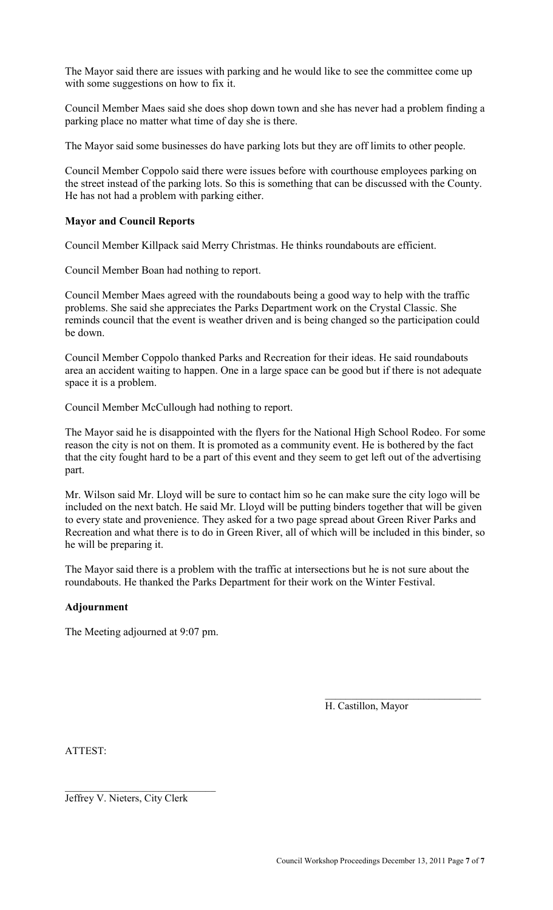The Mayor said there are issues with parking and he would like to see the committee come up with some suggestions on how to fix it.

Council Member Maes said she does shop down town and she has never had a problem finding a parking place no matter what time of day she is there.

The Mayor said some businesses do have parking lots but they are off limits to other people.

Council Member Coppolo said there were issues before with courthouse employees parking on the street instead of the parking lots. So this is something that can be discussed with the County. He has not had a problem with parking either.

**Mayor and Council Reports**

Council Member Killpack said Merry Christmas. He thinks roundabouts are efficient.

Council Member Boan had nothing to report.

Council Member Maes agreed with the roundabouts being a good way to help with the traffic problems. She said she appreciates the Parks Department work on the Crystal Classic. She reminds council that the event is weather driven and is being changed so the participation could be down.

Council Member Coppolo thanked Parks and Recreation for their ideas. He said roundabouts area an accident waiting to happen. One in a large space can be good but if there is not adequate space it is a problem.

Council Member McCullough had nothing to report.

The Mayor said he is disappointed with the flyers for the National High School Rodeo. For some reason the city is not on them. It is promoted as a community event. He is bothered by the fact that the city fought hard to be a part of this event and they seem to get left out of the advertising part.

Mr. Wilson said Mr. Lloyd will be sure to contact him so he can make sure the city logo will be included on the next batch. He said Mr. Lloyd will be putting binders together that will be given to every state and provenience. They asked for a two page spread about Green River Parks and Recreation and what there is to do in Green River, all of which will be included in this binder, so he will be preparing it.

The Mayor said there is a problem with the traffic at intersections but he is not sure about the roundabouts. He thanked the Parks Department for their work on the Winter Festival.

**Adjournment**

The Meeting adjourned at 9:07 pm.

\_\_\_\_\_\_\_\_\_\_\_\_\_\_\_\_\_\_\_\_\_\_\_\_\_\_\_\_\_\_

H. Castillon, Mayor

ATTEST:

\_\_\_\_\_\_\_\_\_\_\_\_\_\_\_\_\_\_\_\_\_\_\_\_\_\_\_\_\_\_

Jeffrey V. Nieters, City Clerk